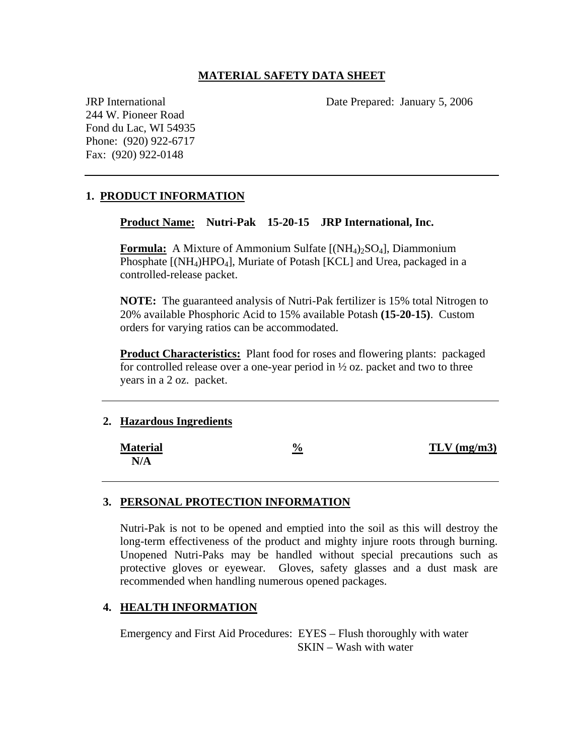# MATERIAL SAFETY DATA SHEET

JRP International  
244 W. Pioneer Road  
Fond du Lac, WI 54935  
Phone: (920) 922-6717  
Fax: (920) 922-0148

Date Prepared: January 5, 2006

---

## 1. PRODUCT INFORMATION

**Product Name: Nutri-Pak 15-20-15 JRP International, Inc.**

**Formula:** A Mixture of Ammonium Sulfate [$(NH_4)_2SO_4$], Diammonium Phosphate [$(NH_4)HPO_4$], Muriate of Potash [KCL] and Urea, packaged in a controlled-release packet.

**NOTE:** The guaranteed analysis of Nutri-Pak fertilizer is 15% total Nitrogen to 20% available Phosphoric Acid to 15% available Potash **(15-20-15)**. Custom orders for varying ratios can be accommodated.

**Product Characteristics:** Plant food for roses and flowering plants: packaged for controlled release over a one-year period in ½ oz. packet and two to three years in a 2 oz. packet.

---

## 2. Hazardous Ingredients

| Material | % | TLV (mg/m3) |
|---|---|---|
| N/A | | |

---

## 3. PERSONAL PROTECTION INFORMATION

Nutri-Pak is not to be opened and emptied into the soil as this will destroy the long-term effectiveness of the product and mighty injure roots through burning. Unopened Nutri-Paks may be handled without special precautions such as protective gloves or eyewear. Gloves, safety glasses and a dust mask are recommended when handling numerous opened packages.

## 4. HEALTH INFORMATION

Emergency and First Aid Procedures: EYES – Flush thoroughly with water  
SKIN – Wash with water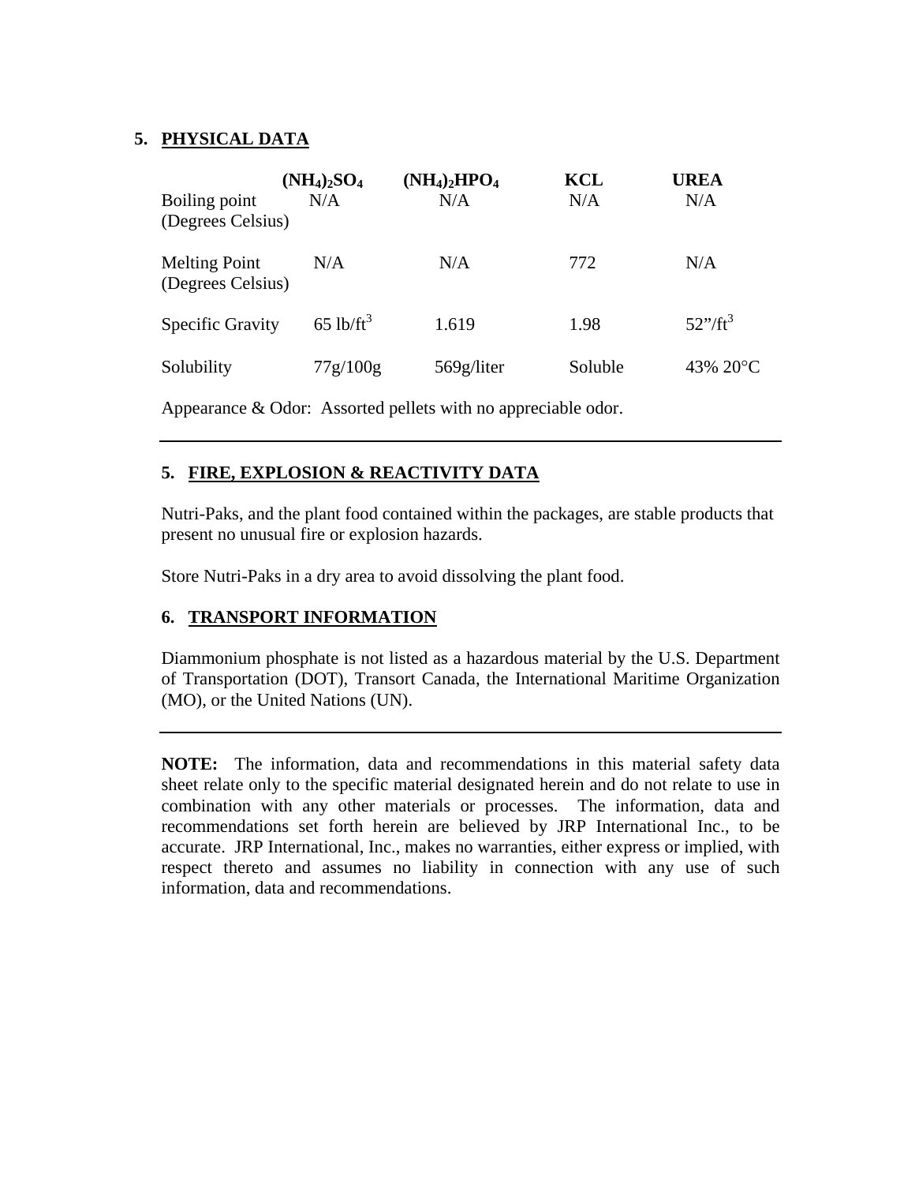## 5. PHYSICAL DATA

| | $(NH_4)_2SO_4$ | $(NH_4)_2HPO_4$ | KCL | UREA |
|---|---|---|---|---|
| Boiling point (Degrees Celsius) | N/A | N/A | N/A | N/A |
| Melting Point (Degrees Celsius) | N/A | N/A | 772 | N/A |
| Specific Gravity | 65 $lb/ft^3$ | 1.619 | 1.98 | 52”/$ft^3$ |
| Solubility | 77g/100g | 569g/liter | Soluble | 43% 20°C |

Appearance & Odor: Assorted pellets with no appreciable odor.

## 5. FIRE, EXPLOSION & REACTIVITY DATA

Nutri-Paks, and the plant food contained within the packages, are stable products that present no unusual fire or explosion hazards.

Store Nutri-Paks in a dry area to avoid dissolving the plant food.

## 6. TRANSPORT INFORMATION

Diammonium phosphate is not listed as a hazardous material by the U.S. Department of Transportation (DOT), Transort Canada, the International Maritime Organization (MO), or the United Nations (UN).

---

**NOTE:** The information, data and recommendations in this material safety data sheet relate only to the specific material designated herein and do not relate to use in combination with any other materials or processes. The information, data and recommendations set forth herein are believed by JRP International Inc., to be accurate. JRP International, Inc., makes no warranties, either express or implied, with respect thereto and assumes no liability in connection with any use of such information, data and recommendations.